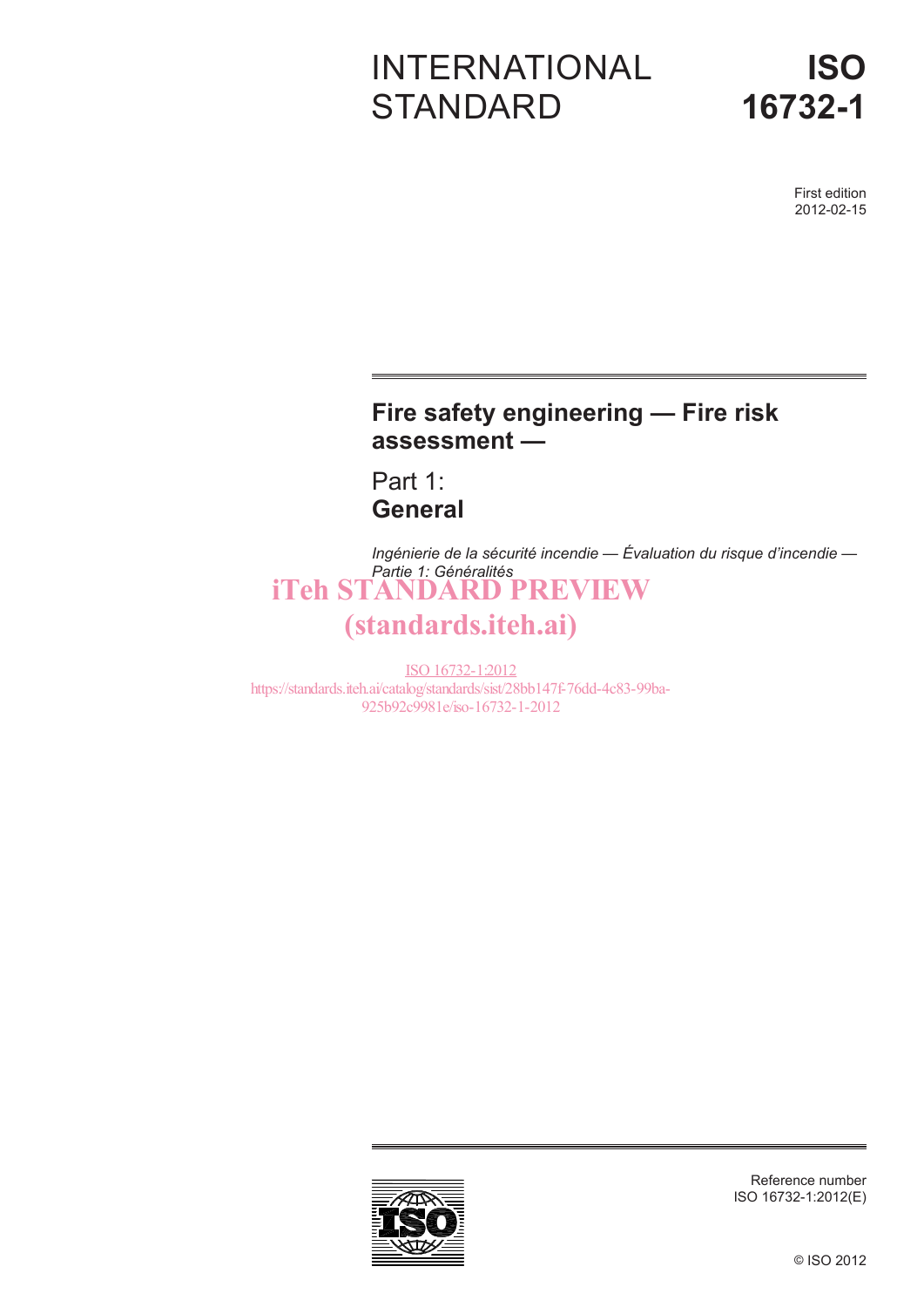# INTERNATIONAL STANDARD

# ISO 16732-1

First edition
2012-02-15

## Fire safety engineering — Fire risk assessment —

## Part 1: General

*Ingénierie de la sécurité incendie — Évaluation du risque d'incendie — Partie 1: Généralités*

iTeh STANDARD PREVIEW
(standards.iteh.ai)

ISO 16732-1:2012
https://standards.iteh.ai/catalog/standards/sist/28bb147f-76dd-4c83-99ba-925b92c9981e/iso-16732-1-2012

Reference number
ISO 16732-1:2012(E)

© ISO 2012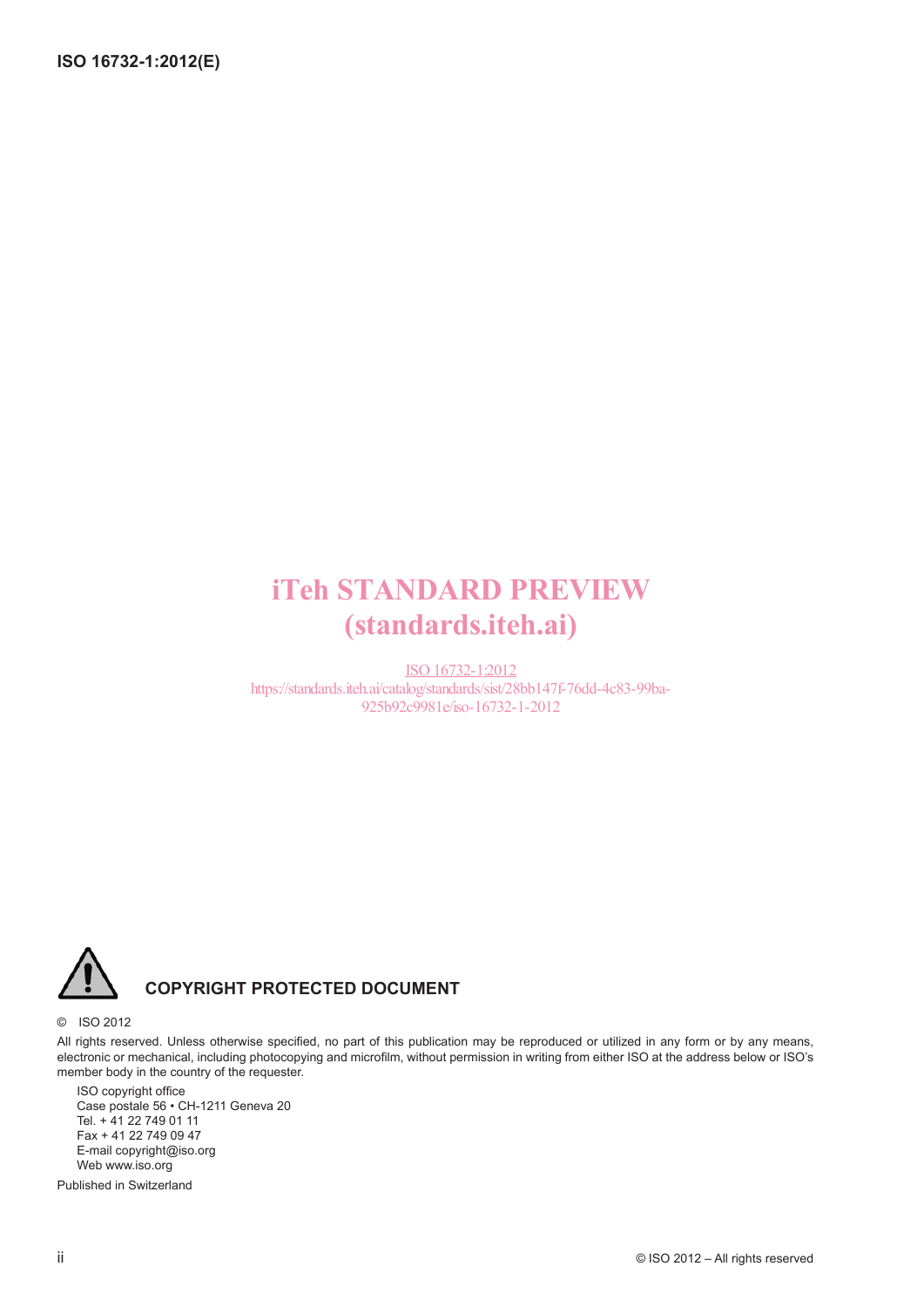iTeh STANDARD PREVIEW
(standards.iteh.ai)

ISO 16732-1:2012
https://standards.iteh.ai/catalog/standards/sist/28bb147f-76dd-4c83-99ba-925b92c9981e/iso-16732-1-2012

**COPYRIGHT PROTECTED DOCUMENT**

© ISO 2012

All rights reserved. Unless otherwise specified, no part of this publication may be reproduced or utilized in any form or by any means, electronic or mechanical, including photocopying and microfilm, without permission in writing from either ISO at the address below or ISO's member body in the country of the requester.

ISO copyright office
Case postale 56 • CH-1211 Geneva 20
Tel. + 41 22 749 01 11
Fax + 41 22 749 09 47
E-mail copyright@iso.org
Web www.iso.org

Published in Switzerland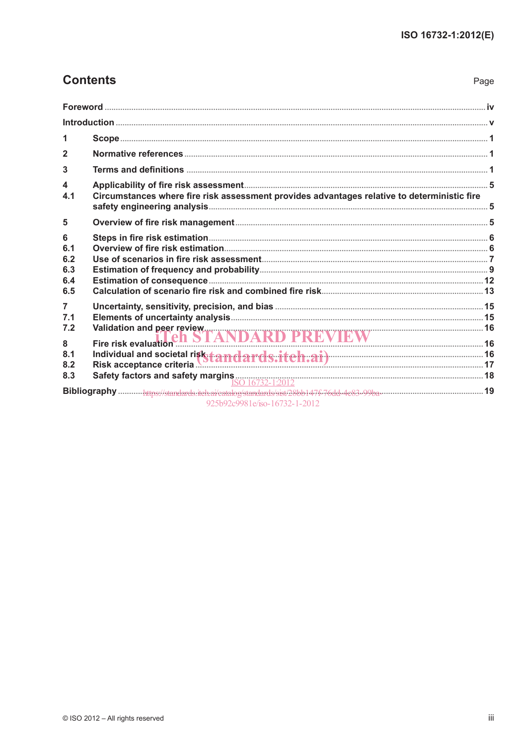## Contents

| | | Page |
|---|---|---|
| Foreword | | iv |
| Introduction | | v |
| 1 | Scope | 1 |
| 2 | Normative references | 1 |
| 3 | Terms and definitions | 1 |
| 4 | Applicability of fire risk assessment | 5 |
| 4.1 | Circumstances where fire risk assessment provides advantages relative to deterministic fire safety engineering analysis | 5 |
| 5 | Overview of fire risk management | 5 |
| 6 | Steps in fire risk estimation | 6 |
| 6.1 | Overview of fire risk estimation | 6 |
| 6.2 | Use of scenarios in fire risk assessment | 7 |
| 6.3 | Estimation of frequency and probability | 9 |
| 6.4 | Estimation of consequence | 12 |
| 6.5 | Calculation of scenario fire risk and combined fire risk | 13 |
| 7 | Uncertainty, sensitivity, precision, and bias | 15 |
| 7.1 | Elements of uncertainty analysis | 15 |
| 7.2 | Validation and peer review | 16 |
| 8 | Fire risk evaluation | 16 |
| 8.1 | Individual and societal risk | 16 |
| 8.2 | Risk acceptance criteria | 17 |
| 8.3 | Safety factors and safety margins | 18 |
| Bibliography | | 19 |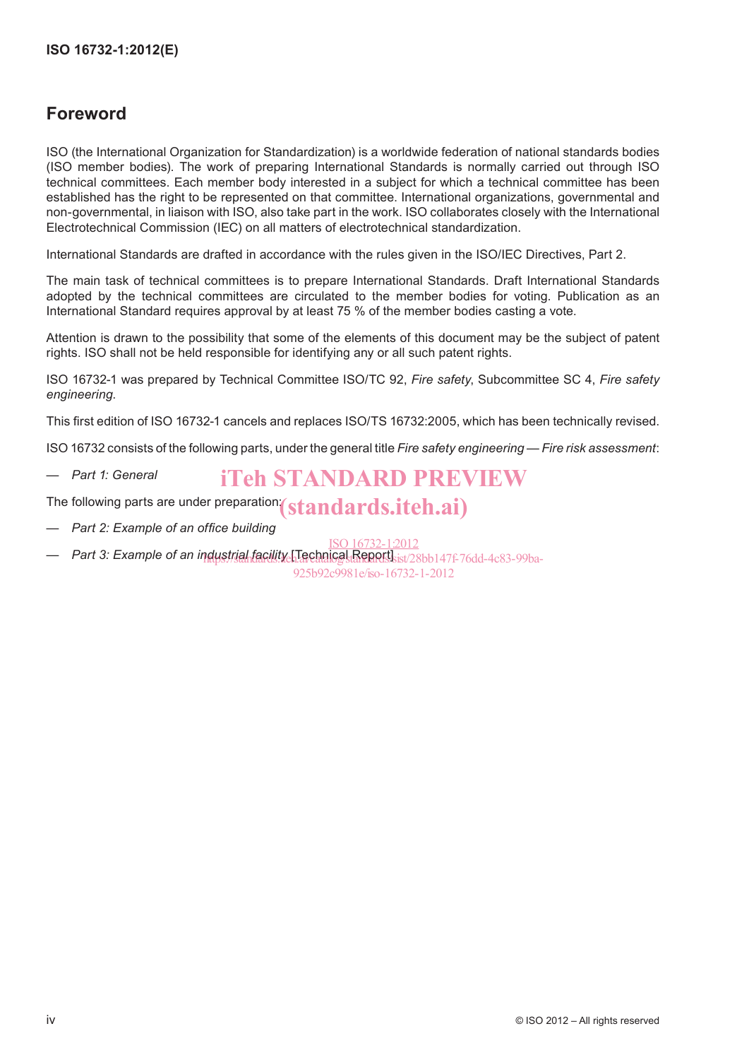## Foreword

ISO (the International Organization for Standardization) is a worldwide federation of national standards bodies (ISO member bodies). The work of preparing International Standards is normally carried out through ISO technical committees. Each member body interested in a subject for which a technical committee has been established has the right to be represented on that committee. International organizations, governmental and non-governmental, in liaison with ISO, also take part in the work. ISO collaborates closely with the International Electrotechnical Commission (IEC) on all matters of electrotechnical standardization.

International Standards are drafted in accordance with the rules given in the ISO/IEC Directives, Part 2.

The main task of technical committees is to prepare International Standards. Draft International Standards adopted by the technical committees are circulated to the member bodies for voting. Publication as an International Standard requires approval by at least 75 % of the member bodies casting a vote.

Attention is drawn to the possibility that some of the elements of this document may be the subject of patent rights. ISO shall not be held responsible for identifying any or all such patent rights.

ISO 16732-1 was prepared by Technical Committee ISO/TC 92, *Fire safety*, Subcommittee SC 4, *Fire safety engineering*.

This first edition of ISO 16732-1 cancels and replaces ISO/TS 16732:2005, which has been technically revised.

ISO 16732 consists of the following parts, under the general title *Fire safety engineering — Fire risk assessment*:

— *Part 1: General*

The following parts are under preparation:

— *Part 2: Example of an office building*

— *Part 3: Example of an industrial facility* [Technical Report]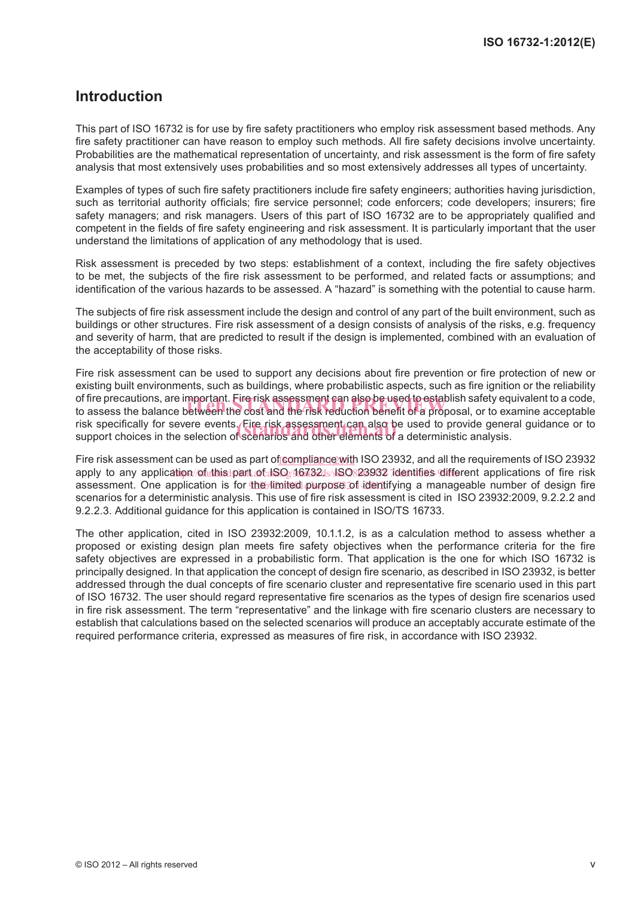## Introduction

This part of ISO 16732 is for use by fire safety practitioners who employ risk assessment based methods. Any fire safety practitioner can have reason to employ such methods. All fire safety decisions involve uncertainty. Probabilities are the mathematical representation of uncertainty, and risk assessment is the form of fire safety analysis that most extensively uses probabilities and so most extensively addresses all types of uncertainty.

Examples of types of such fire safety practitioners include fire safety engineers; authorities having jurisdiction, such as territorial authority officials; fire service personnel; code enforcers; code developers; insurers; fire safety managers; and risk managers. Users of this part of ISO 16732 are to be appropriately qualified and competent in the fields of fire safety engineering and risk assessment. It is particularly important that the user understand the limitations of application of any methodology that is used.

Risk assessment is preceded by two steps: establishment of a context, including the fire safety objectives to be met, the subjects of the fire risk assessment to be performed, and related facts or assumptions; and identification of the various hazards to be assessed. A "hazard" is something with the potential to cause harm.

The subjects of fire risk assessment include the design and control of any part of the built environment, such as buildings or other structures. Fire risk assessment of a design consists of analysis of the risks, e.g. frequency and severity of harm, that are predicted to result if the design is implemented, combined with an evaluation of the acceptability of those risks.

Fire risk assessment can be used to support any decisions about fire prevention or fire protection of new or existing built environments, such as buildings, where probabilistic aspects, such as fire ignition or the reliability of fire precautions, are important. Fire risk assessment can also be used to establish safety equivalent to a code, to assess the balance between the cost and the risk reduction benefit of a proposal, or to examine acceptable risk specifically for severe events. Fire risk assessment can also be used to provide general guidance or to support choices in the selection of scenarios and other elements of a deterministic analysis.

Fire risk assessment can be used as part of compliance with ISO 23932, and all the requirements of ISO 23932 apply to any application of this part of ISO 16732. ISO 23932 identifies different applications of fire risk assessment. One application is for the limited purpose of identifying a manageable number of design fire scenarios for a deterministic analysis. This use of fire risk assessment is cited in ISO 23932:2009, 9.2.2.2 and 9.2.2.3. Additional guidance for this application is contained in ISO/TS 16733.

The other application, cited in ISO 23932:2009, 10.1.1.2, is as a calculation method to assess whether a proposed or existing design plan meets fire safety objectives when the performance criteria for the fire safety objectives are expressed in a probabilistic form. That application is the one for which ISO 16732 is principally designed. In that application the concept of design fire scenario, as described in ISO 23932, is better addressed through the dual concepts of fire scenario cluster and representative fire scenario used in this part of ISO 16732. The user should regard representative fire scenarios as the types of design fire scenarios used in fire risk assessment. The term "representative" and the linkage with fire scenario clusters are necessary to establish that calculations based on the selected scenarios will produce an acceptably accurate estimate of the required performance criteria, expressed as measures of fire risk, in accordance with ISO 23932.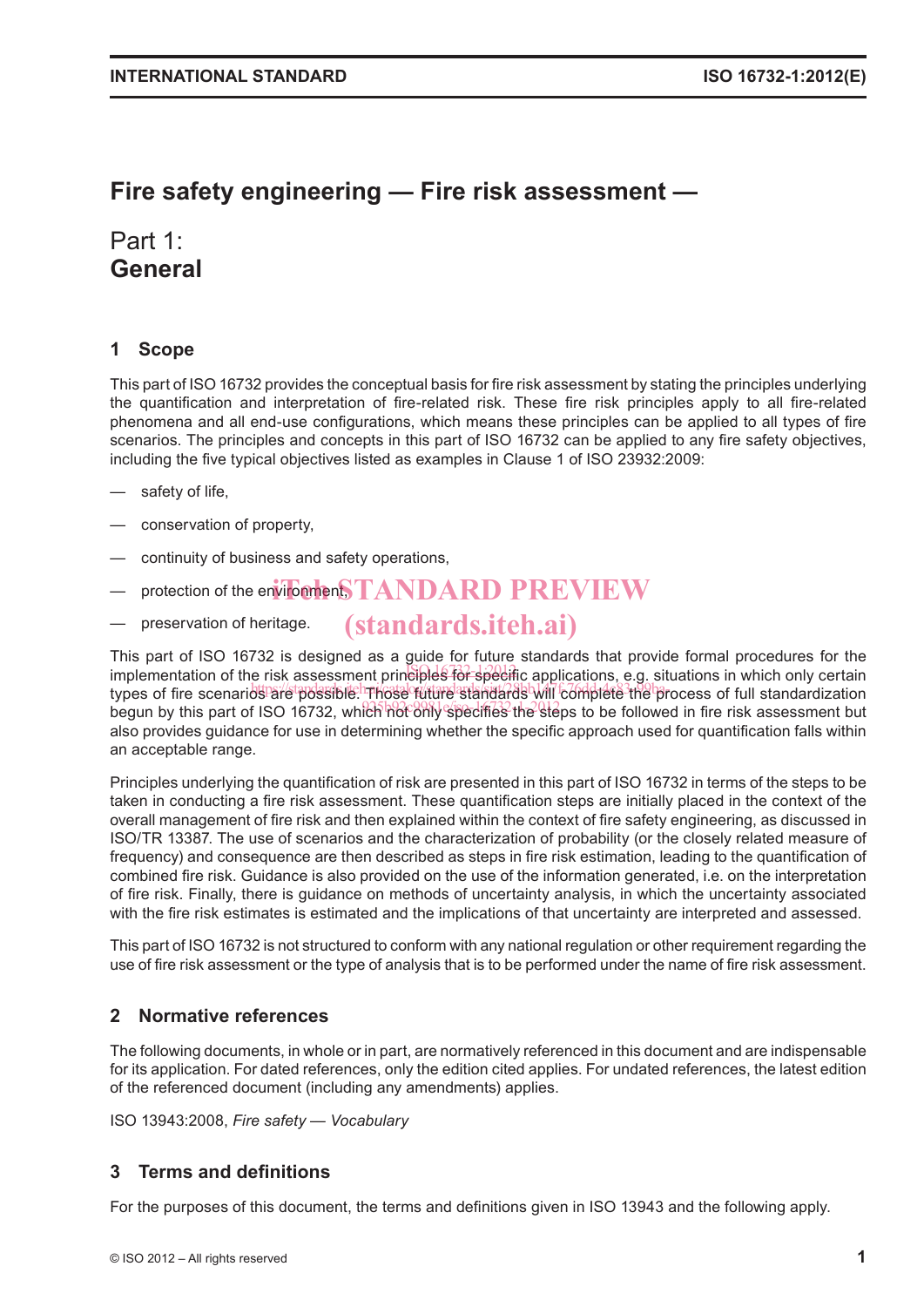# Fire safety engineering — Fire risk assessment —

## Part 1: General

## 1 Scope

This part of ISO 16732 provides the conceptual basis for fire risk assessment by stating the principles underlying the quantification and interpretation of fire-related risk. These fire risk principles apply to all fire-related phenomena and all end-use configurations, which means these principles can be applied to all types of fire scenarios. The principles and concepts in this part of ISO 16732 can be applied to any fire safety objectives, including the five typical objectives listed as examples in Clause 1 of ISO 23932:2009:

- safety of life,
- conservation of property,
- continuity of business and safety operations,
- protection of the environment,
- preservation of heritage.

This part of ISO 16732 is designed as a guide for future standards that provide formal procedures for the implementation of the risk assessment principles for specific applications, e.g. situations in which only certain types of fire scenarios are possible. Those future standards will complete the process of full standardization begun by this part of ISO 16732, which not only specifies the steps to be followed in fire risk assessment but also provides guidance for use in determining whether the specific approach used for quantification falls within an acceptable range.

Principles underlying the quantification of risk are presented in this part of ISO 16732 in terms of the steps to be taken in conducting a fire risk assessment. These quantification steps are initially placed in the context of the overall management of fire risk and then explained within the context of fire safety engineering, as discussed in ISO/TR 13387. The use of scenarios and the characterization of probability (or the closely related measure of frequency) and consequence are then described as steps in fire risk estimation, leading to the quantification of combined fire risk. Guidance is also provided on the use of the information generated, i.e. on the interpretation of fire risk. Finally, there is guidance on methods of uncertainty analysis, in which the uncertainty associated with the fire risk estimates is estimated and the implications of that uncertainty are interpreted and assessed.

This part of ISO 16732 is not structured to conform with any national regulation or other requirement regarding the use of fire risk assessment or the type of analysis that is to be performed under the name of fire risk assessment.

## 2 Normative references

The following documents, in whole or in part, are normatively referenced in this document and are indispensable for its application. For dated references, only the edition cited applies. For undated references, the latest edition of the referenced document (including any amendments) applies.

ISO 13943:2008, *Fire safety — Vocabulary*

## 3 Terms and definitions

For the purposes of this document, the terms and definitions given in ISO 13943 and the following apply.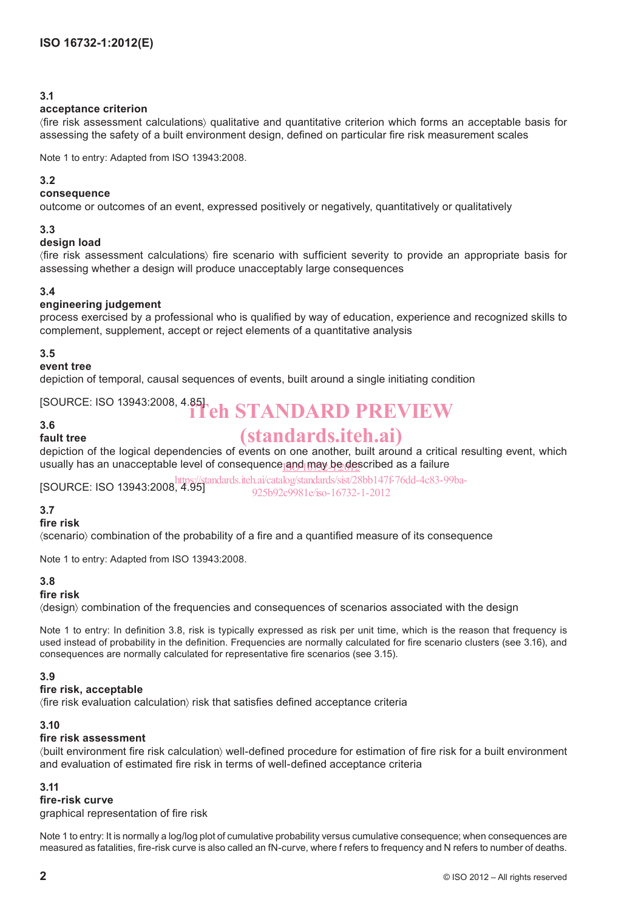**3.1**

**acceptance criterion**

⟨fire risk assessment calculations⟩ qualitative and quantitative criterion which forms an acceptable basis for assessing the safety of a built environment design, defined on particular fire risk measurement scales

Note 1 to entry: Adapted from ISO 13943:2008.

**3.2**

**consequence**

outcome or outcomes of an event, expressed positively or negatively, quantitatively or qualitatively

**3.3**

**design load**

⟨fire risk assessment calculations⟩ fire scenario with sufficient severity to provide an appropriate basis for assessing whether a design will produce unacceptably large consequences

**3.4**

**engineering judgement**

process exercised by a professional who is qualified by way of education, experience and recognized skills to complement, supplement, accept or reject elements of a quantitative analysis

**3.5**

**event tree**

depiction of temporal, causal sequences of events, built around a single initiating condition

[SOURCE: ISO 13943:2008, 4.85]

**3.6**

**fault tree**

depiction of the logical dependencies of events on one another, built around a critical resulting event, which usually has an unacceptable level of consequence and may be described as a failure

[SOURCE: ISO 13943:2008, 4.95]

**3.7**

**fire risk**

⟨scenario⟩ combination of the probability of a fire and a quantified measure of its consequence

Note 1 to entry: Adapted from ISO 13943:2008.

**3.8**

**fire risk**

⟨design⟩ combination of the frequencies and consequences of scenarios associated with the design

Note 1 to entry: In definition 3.8, risk is typically expressed as risk per unit time, which is the reason that frequency is used instead of probability in the definition. Frequencies are normally calculated for fire scenario clusters (see 3.16), and consequences are normally calculated for representative fire scenarios (see 3.15).

**3.9**

**fire risk, acceptable**

⟨fire risk evaluation calculation⟩ risk that satisfies defined acceptance criteria

**3.10**

**fire risk assessment**

⟨built environment fire risk calculation⟩ well-defined procedure for estimation of fire risk for a built environment and evaluation of estimated fire risk in terms of well-defined acceptance criteria

**3.11**

**fire-risk curve**

graphical representation of fire risk

Note 1 to entry: It is normally a log/log plot of cumulative probability versus cumulative consequence; when consequences are measured as fatalities, fire-risk curve is also called an fN-curve, where f refers to frequency and N refers to number of deaths.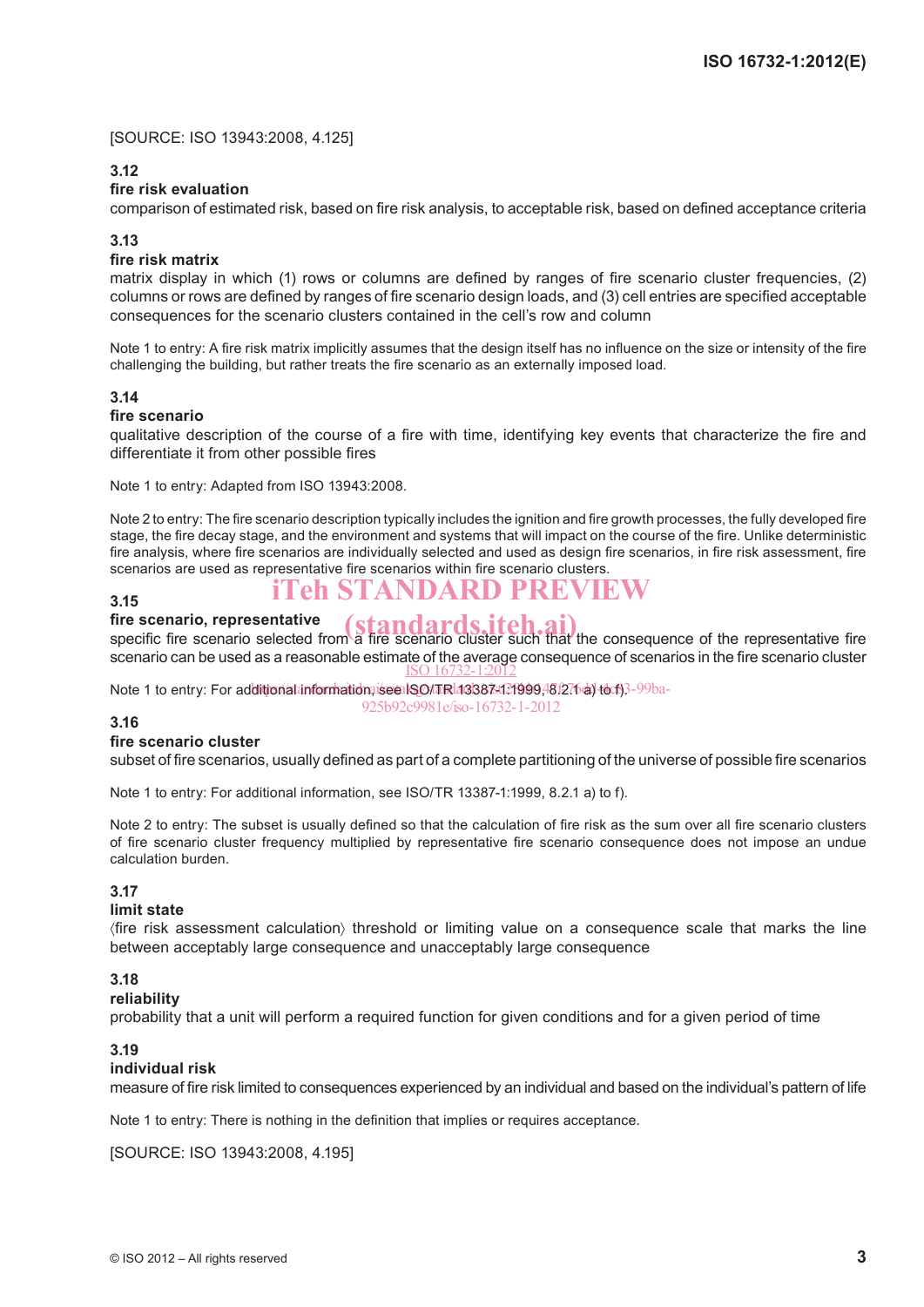[SOURCE: ISO 13943:2008, 4.125]

**3.12**
**fire risk evaluation**
comparison of estimated risk, based on fire risk analysis, to acceptable risk, based on defined acceptance criteria

**3.13**
**fire risk matrix**
matrix display in which (1) rows or columns are defined by ranges of fire scenario cluster frequencies, (2) columns or rows are defined by ranges of fire scenario design loads, and (3) cell entries are specified acceptable consequences for the scenario clusters contained in the cell's row and column

Note 1 to entry: A fire risk matrix implicitly assumes that the design itself has no influence on the size or intensity of the fire challenging the building, but rather treats the fire scenario as an externally imposed load.

**3.14**
**fire scenario**
qualitative description of the course of a fire with time, identifying key events that characterize the fire and differentiate it from other possible fires

Note 1 to entry: Adapted from ISO 13943:2008.

Note 2 to entry: The fire scenario description typically includes the ignition and fire growth processes, the fully developed fire stage, the fire decay stage, and the environment and systems that will impact on the course of the fire. Unlike deterministic fire analysis, where fire scenarios are individually selected and used as design fire scenarios, in fire risk assessment, fire scenarios are used as representative fire scenarios within fire scenario clusters.

**3.15**
**fire scenario, representative**
specific fire scenario selected from a fire scenario cluster such that the consequence of the representative fire scenario can be used as a reasonable estimate of the average consequence of scenarios in the fire scenario cluster

Note 1 to entry: For additional information, see ISO/TR 13387-1:1999, 8.2.1 a) to f).

**3.16**
**fire scenario cluster**
subset of fire scenarios, usually defined as part of a complete partitioning of the universe of possible fire scenarios

Note 1 to entry: For additional information, see ISO/TR 13387-1:1999, 8.2.1 a) to f).

Note 2 to entry: The subset is usually defined so that the calculation of fire risk as the sum over all fire scenario clusters of fire scenario cluster frequency multiplied by representative fire scenario consequence does not impose an undue calculation burden.

**3.17**
**limit state**
⟨fire risk assessment calculation⟩ threshold or limiting value on a consequence scale that marks the line between acceptably large consequence and unacceptably large consequence

**3.18**
**reliability**
probability that a unit will perform a required function for given conditions and for a given period of time

**3.19**
**individual risk**
measure of fire risk limited to consequences experienced by an individual and based on the individual's pattern of life

Note 1 to entry: There is nothing in the definition that implies or requires acceptance.

[SOURCE: ISO 13943:2008, 4.195]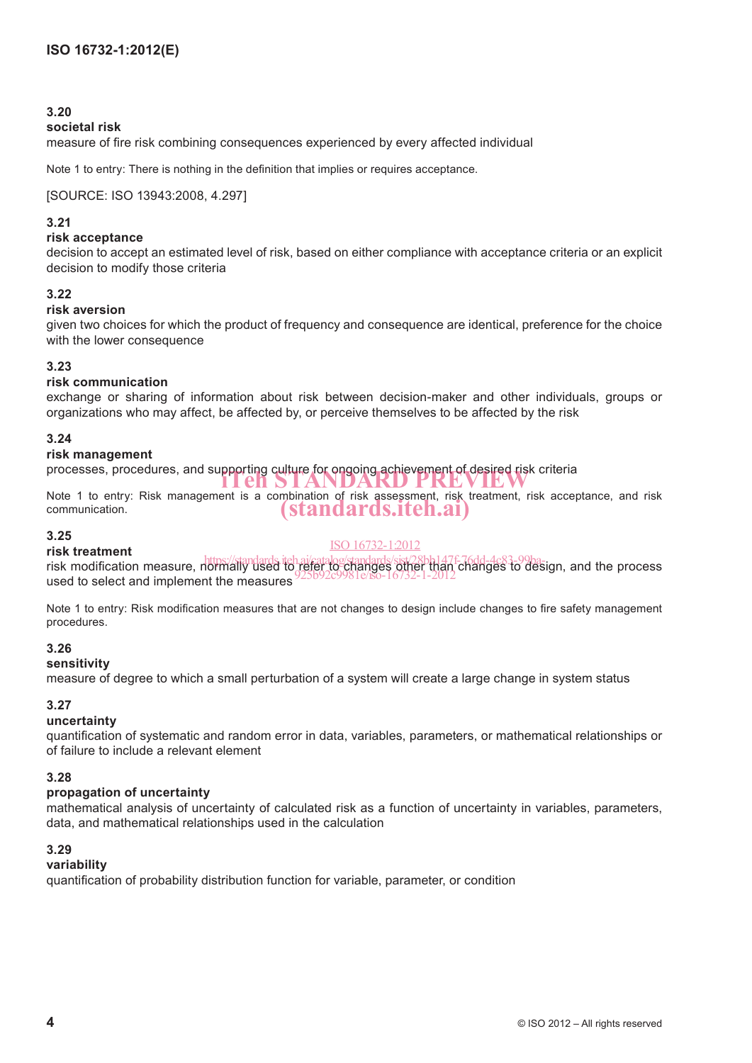**3.20**
**societal risk**
measure of fire risk combining consequences experienced by every affected individual

Note 1 to entry: There is nothing in the definition that implies or requires acceptance.

[SOURCE: ISO 13943:2008, 4.297]

**3.21**
**risk acceptance**
decision to accept an estimated level of risk, based on either compliance with acceptance criteria or an explicit decision to modify those criteria

**3.22**
**risk aversion**
given two choices for which the product of frequency and consequence are identical, preference for the choice with the lower consequence

**3.23**
**risk communication**
exchange or sharing of information about risk between decision-maker and other individuals, groups or organizations who may affect, be affected by, or perceive themselves to be affected by the risk

**3.24**
**risk management**
processes, procedures, and supporting culture for ongoing achievement of desired risk criteria

Note 1 to entry: Risk management is a combination of risk assessment, risk treatment, risk acceptance, and risk communication.

**3.25**
**risk treatment**
risk modification measure, normally used to refer to changes other than changes to design, and the process used to select and implement the measures

Note 1 to entry: Risk modification measures that are not changes to design include changes to fire safety management procedures.

**3.26**
**sensitivity**
measure of degree to which a small perturbation of a system will create a large change in system status

**3.27**
**uncertainty**
quantification of systematic and random error in data, variables, parameters, or mathematical relationships or of failure to include a relevant element

**3.28**
**propagation of uncertainty**
mathematical analysis of uncertainty of calculated risk as a function of uncertainty in variables, parameters, data, and mathematical relationships used in the calculation

**3.29**
**variability**
quantification of probability distribution function for variable, parameter, or condition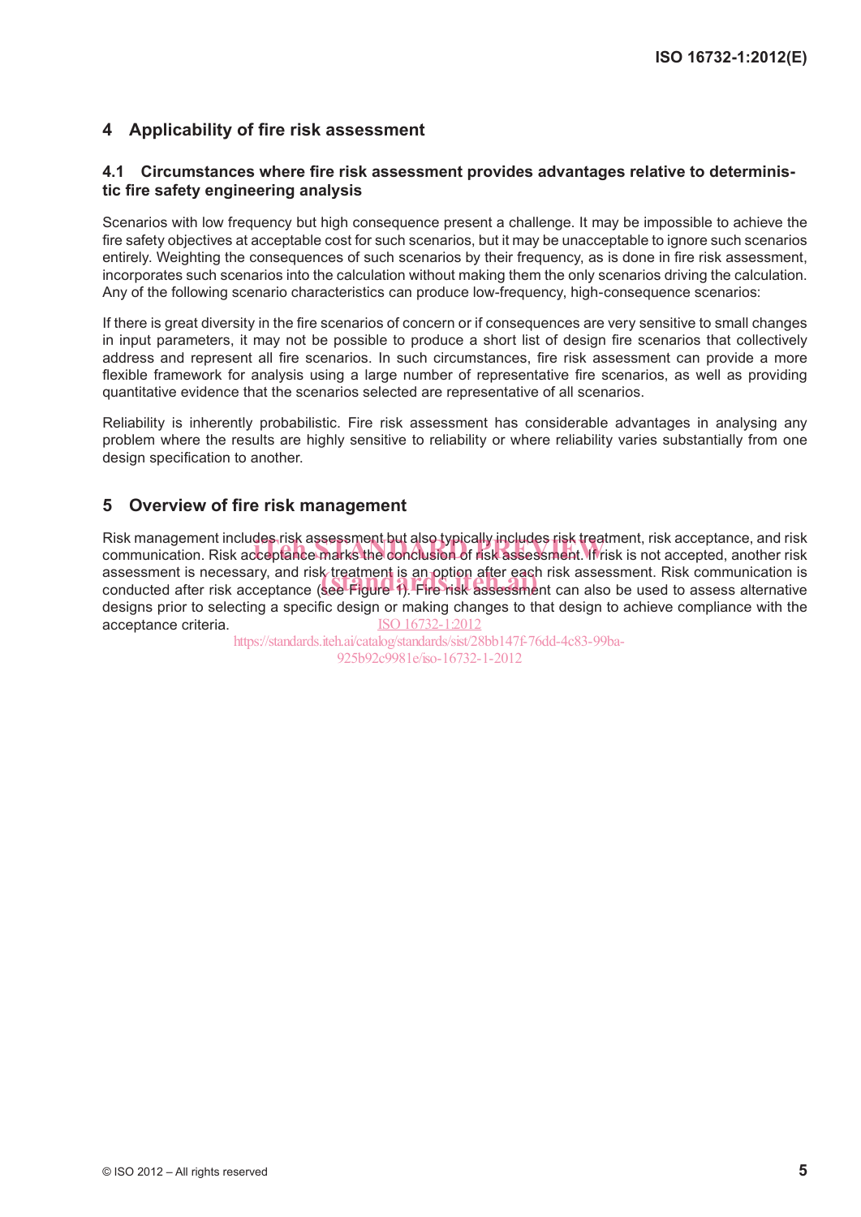# 4 Applicability of fire risk assessment

## 4.1 Circumstances where fire risk assessment provides advantages relative to deterministic fire safety engineering analysis

Scenarios with low frequency but high consequence present a challenge. It may be impossible to achieve the fire safety objectives at acceptable cost for such scenarios, but it may be unacceptable to ignore such scenarios entirely. Weighting the consequences of such scenarios by their frequency, as is done in fire risk assessment, incorporates such scenarios into the calculation without making them the only scenarios driving the calculation. Any of the following scenario characteristics can produce low-frequency, high-consequence scenarios:

If there is great diversity in the fire scenarios of concern or if consequences are very sensitive to small changes in input parameters, it may not be possible to produce a short list of design fire scenarios that collectively address and represent all fire scenarios. In such circumstances, fire risk assessment can provide a more flexible framework for analysis using a large number of representative fire scenarios, as well as providing quantitative evidence that the scenarios selected are representative of all scenarios.

Reliability is inherently probabilistic. Fire risk assessment has considerable advantages in analysing any problem where the results are highly sensitive to reliability or where reliability varies substantially from one design specification to another.

# 5 Overview of fire risk management

Risk management includes risk assessment but also typically includes risk treatment, risk acceptance, and risk communication. Risk acceptance marks the conclusion of risk assessment. If risk is not accepted, another risk assessment is necessary, and risk treatment is an option after each risk assessment. Risk communication is conducted after risk acceptance (see Figure 1). Fire risk assessment can also be used to assess alternative designs prior to selecting a specific design or making changes to that design to achieve compliance with the acceptance criteria.